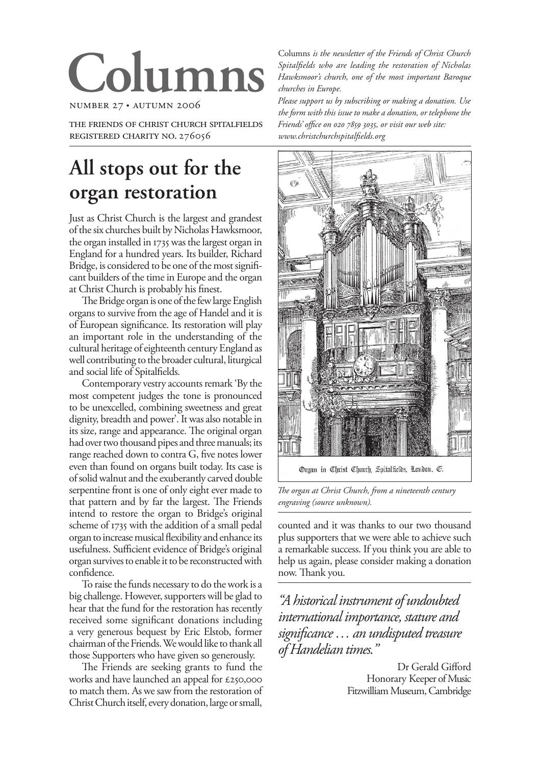# Columns

number 27 • autumn 2006

the friends of christ church spitalfields
registered charity no. 276056

*Columns is the newsletter of the Friends of Christ Church Spitalfields who are leading the restoration of Nicholas Hawksmoor's church, one of the most important Baroque churches in Europe.*
*Please support us by subscribing or making a donation. Use the form with this issue to make a donation, or telephone the Friends' office on 020 7859 3035, or visit our web site: www.christchurchspitalfields.org*

## All stops out for the organ restoration

Just as Christ Church is the largest and grandest of the six churches built by Nicholas Hawksmoor, the organ installed in 1735 was the largest organ in England for a hundred years. Its builder, Richard Bridge, is considered to be one of the most significant builders of the time in Europe and the organ at Christ Church is probably his finest.

The Bridge organ is one of the few large English organs to survive from the age of Handel and it is of European significance. Its restoration will play an important role in the understanding of the cultural heritage of eighteenth century England as well contributing to the broader cultural, liturgical and social life of Spitalfields.

Contemporary vestry accounts remark 'By the most competent judges the tone is pronounced to be unexcelled, combining sweetness and great dignity, breadth and power'. It was also notable in its size, range and appearance. The original organ had over two thousand pipes and three manuals; its range reached down to contra G, five notes lower even than found on organs built today. Its case is of solid walnut and the exuberantly carved double serpentine front is one of only eight ever made to that pattern and by far the largest. The Friends intend to restore the organ to Bridge's original scheme of 1735 with the addition of a small pedal organ to increase musical flexibility and enhance its usefulness. Sufficient evidence of Bridge's original organ survives to enable it to be reconstructed with confidence.

To raise the funds necessary to do the work is a big challenge. However, supporters will be glad to hear that the fund for the restoration has recently received some significant donations including a very generous bequest by Eric Elstob, former chairman of the Friends. We would like to thank all those Supporters who have given so generously.

The Friends are seeking grants to fund the works and have launched an appeal for £250,000 to match them. As we saw from the restoration of Christ Church itself, every donation, large or small, counted and it was thanks to our two thousand plus supporters that we were able to achieve such a remarkable success. If you think you are able to help us again, please consider making a donation now. Thank you.

Organ in Christ Church, Spitalfields, London, E.

*The organ at Christ Church, from a nineteenth century engraving (source unknown).*

*"A historical instrument of undoubted international importance, stature and significance … an undisputed treasure of Handelian times."*

Dr Gerald Gifford
Honorary Keeper of Music
Fitzwilliam Museum, Cambridge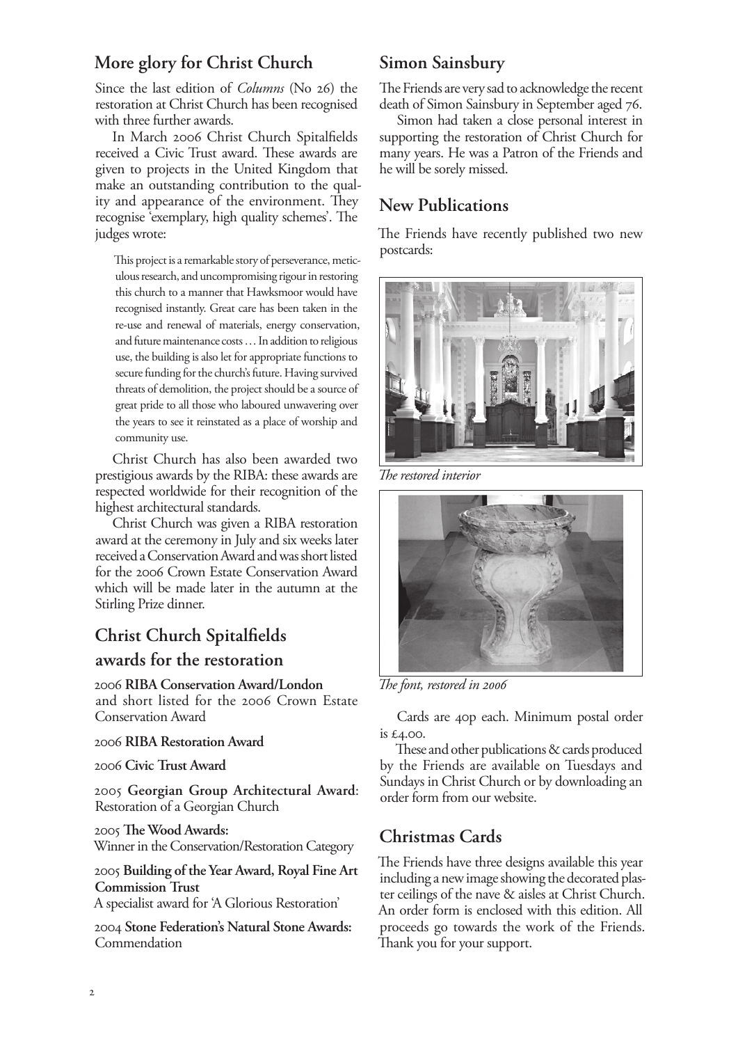## More glory for Christ Church

Since the last edition of *Columns* (No 26) the restoration at Christ Church has been recognised with three further awards.

In March 2006 Christ Church Spitalfields received a Civic Trust award. These awards are given to projects in the United Kingdom that make an outstanding contribution to the quality and appearance of the environment. They recognise 'exemplary, high quality schemes'. The judges wrote:

> This project is a remarkable story of perseverance, meticulous research, and uncompromising rigour in restoring this church to a manner that Hawksmoor would have recognised instantly. Great care has been taken in the re-use and renewal of materials, energy conservation, and future maintenance costs … In addition to religious use, the building is also let for appropriate functions to secure funding for the church's future. Having survived threats of demolition, the project should be a source of great pride to all those who laboured unwavering over the years to see it reinstated as a place of worship and community use.

Christ Church has also been awarded two prestigious awards by the RIBA: these awards are respected worldwide for their recognition of the highest architectural standards.

Christ Church was given a RIBA restoration award at the ceremony in July and six weeks later received a Conservation Award and was short listed for the 2006 Crown Estate Conservation Award which will be made later in the autumn at the Stirling Prize dinner.

## Christ Church Spitalfields awards for the restoration

2006 **RIBA Conservation Award/London** and short listed for the 2006 Crown Estate Conservation Award

2006 **RIBA Restoration Award**

2006 **Civic Trust Award**

2005 **Georgian Group Architectural Award**: Restoration of a Georgian Church

2005 **The Wood Awards:**
Winner in the Conservation/Restoration Category

2005 **Building of the Year Award, Royal Fine Art Commission Trust**
A specialist award for 'A Glorious Restoration'

2004 **Stone Federation's Natural Stone Awards:** Commendation

## Simon Sainsbury

The Friends are very sad to acknowledge the recent death of Simon Sainsbury in September aged 76.

Simon had taken a close personal interest in supporting the restoration of Christ Church for many years. He was a Patron of the Friends and he will be sorely missed.

## New Publications

The Friends have recently published two new postcards:

*The restored interior*

*The font, restored in 2006*

Cards are 40p each. Minimum postal order is £4.00.

These and other publications & cards produced by the Friends are available on Tuesdays and Sundays in Christ Church or by downloading an order form from our website.

## Christmas Cards

The Friends have three designs available this year including a new image showing the decorated plaster ceilings of the nave & aisles at Christ Church. An order form is enclosed with this edition. All proceeds go towards the work of the Friends. Thank you for your support.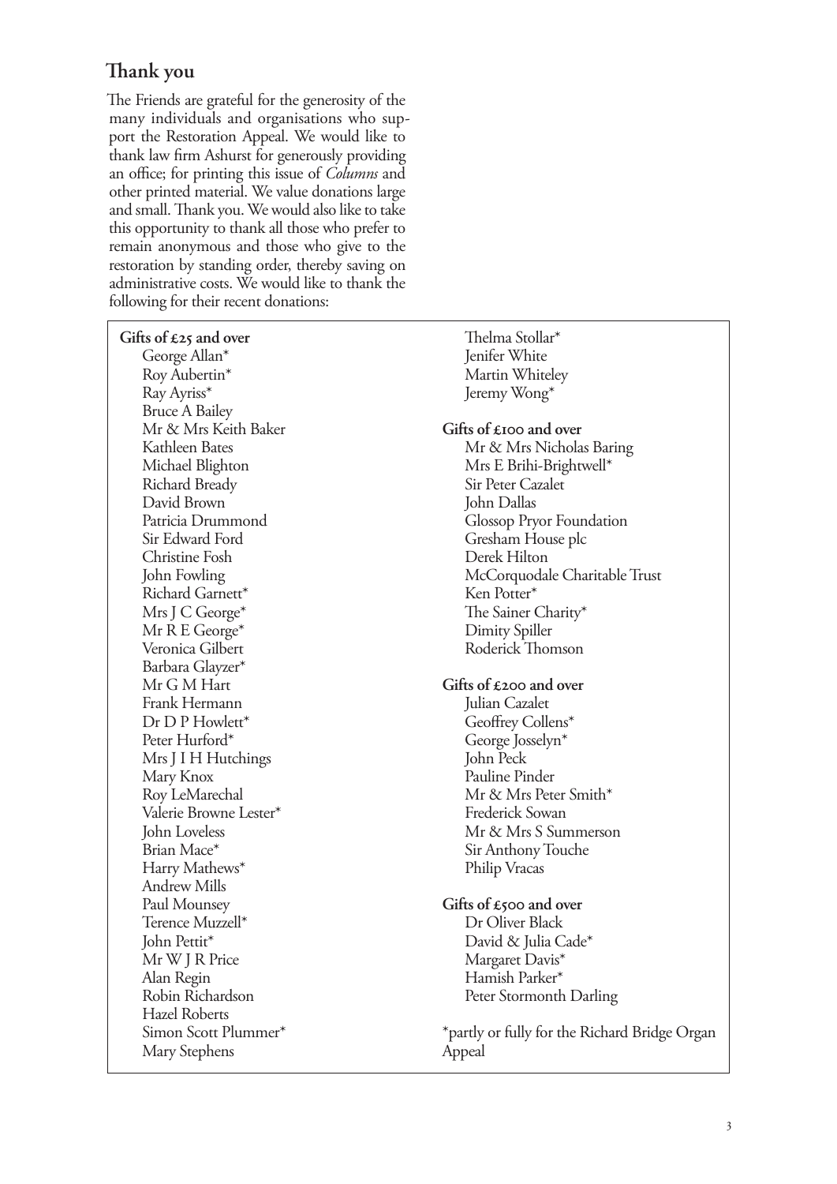## Thank you

The Friends are grateful for the generosity of the many individuals and organisations who support the Restoration Appeal. We would like to thank law firm Ashurst for generously providing an office; for printing this issue of *Columns* and other printed material. We value donations large and small. Thank you. We would also like to take this opportunity to thank all those who prefer to remain anonymous and those who give to the restoration by standing order, thereby saving on administrative costs. We would like to thank the following for their recent donations:

**Gifts of £25 and over**

George Allan*
Roy Aubertin*
Ray Ayriss*
Bruce A Bailey
Mr & Mrs Keith Baker
Kathleen Bates
Michael Blighton
Richard Bready
David Brown
Patricia Drummond
Sir Edward Ford
Christine Fosh
John Fowling
Richard Garnett*
Mrs J C George*
Mr R E George*
Veronica Gilbert
Barbara Glayzer*
Mr G M Hart
Frank Hermann
Dr D P Howlett*
Peter Hurford*
Mrs J I H Hutchings
Mary Knox
Roy LeMarechal
Valerie Browne Lester*
John Loveless
Brian Mace*
Harry Mathews*
Andrew Mills
Paul Mounsey
Terence Muzzell*
John Pettit*
Mr W J R Price
Alan Regin
Robin Richardson
Hazel Roberts
Simon Scott Plummer*
Mary Stephens
Thelma Stollar*
Jenifer White
Martin Whiteley
Jeremy Wong*

**Gifts of £100 and over**

Mr & Mrs Nicholas Baring
Mrs E Brihi-Brightwell*
Sir Peter Cazalet
John Dallas
Glossop Pryor Foundation
Gresham House plc
Derek Hilton
McCorquodale Charitable Trust
Ken Potter*
The Sainer Charity*
Dimity Spiller
Roderick Thomson

**Gifts of £200 and over**

Julian Cazalet
Geoffrey Collens*
George Josselyn*
John Peck
Pauline Pinder
Mr & Mrs Peter Smith*
Frederick Sowan
Mr & Mrs S Summerson
Sir Anthony Touche
Philip Vracas

**Gifts of £500 and over**

Dr Oliver Black
David & Julia Cade*
Margaret Davis*
Hamish Parker*
Peter Stormonth Darling

*partly or fully for the Richard Bridge Organ Appeal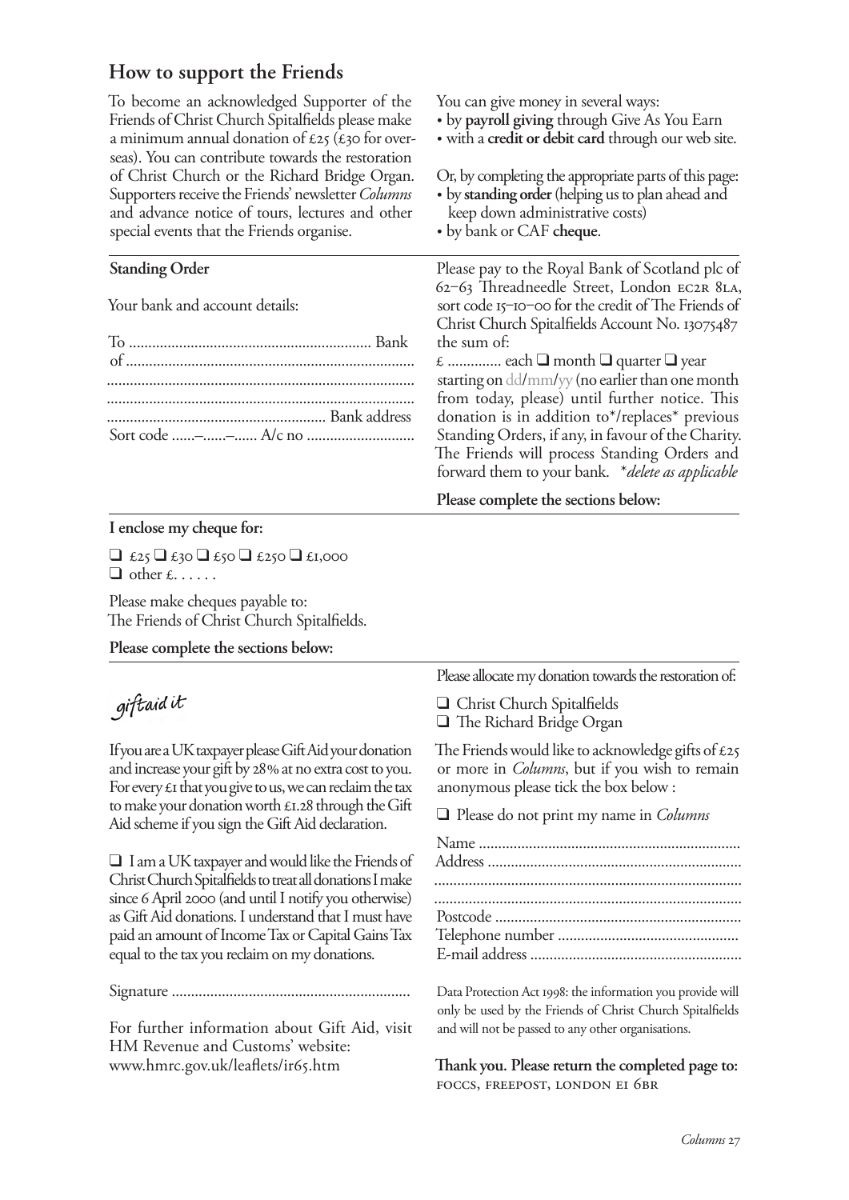## How to support the Friends

To become an acknowledged Supporter of the Friends of Christ Church Spitalfields please make a minimum annual donation of £25 (£30 for overseas). You can contribute towards the restoration of Christ Church or the Richard Bridge Organ. Supporters receive the Friends' newsletter *Columns* and advance notice of tours, lectures and other special events that the Friends organise.

You can give money in several ways:

- by **payroll giving** through Give As You Earn
- with a **credit or debit card** through our web site.

Or, by completing the appropriate parts of this page:

- by **standing order** (helping us to plan ahead and keep down administrative costs)
- by bank or CAF **cheque**.

**Standing Order**

Your bank and account details:

To ............................................................. Bank
of ..........................................................................
..............................................................................
..............................................................................
........................................................ Bank address
Sort code ......–......–...... A/c no ...........................

Please pay to the Royal Bank of Scotland plc of 62–63 Threadneedle Street, London EC2R 8LA, sort code 15–10–00 for the credit of The Friends of Christ Church Spitalfields Account No. 13075487 the sum of:

£ ............. each ❑ month ❑ quarter ❑ year starting on dd/mm/yy (no earlier than one month from today, please) until further notice. This donation is in addition to*/replaces* previous Standing Orders, if any, in favour of the Charity. The Friends will process Standing Orders and forward them to your bank. **delete as applicable*

**Please complete the sections below:**

**I enclose my cheque for:**

❑ £25 ❑ £30 ❑ £50 ❑ £250 ❑ £1,000
❑ other £. . . . . .

Please make cheques payable to:
The Friends of Christ Church Spitalfields.

**Please complete the sections below:**

*giftaid it*

If you are a UK taxpayer please Gift Aid your donation and increase your gift by 28% at no extra cost to you. For every £1 that you give to us, we can reclaim the tax to make your donation worth £1.28 through the Gift Aid scheme if you sign the Gift Aid declaration.

❑ I am a UK taxpayer and would like the Friends of Christ Church Spitalfields to treat all donations I make since 6 April 2000 (and until I notify you otherwise) as Gift Aid donations. I understand that I must have paid an amount of Income Tax or Capital Gains Tax equal to the tax you reclaim on my donations.

Signature ............................................................

For further information about Gift Aid, visit HM Revenue and Customs' website:
www.hmrc.gov.uk/leaflets/ir65.htm

Please allocate my donation towards the restoration of:

❑ Christ Church Spitalfields
❑ The Richard Bridge Organ

The Friends would like to acknowledge gifts of £25 or more in *Columns*, but if you wish to remain anonymous please tick the box below :

❑ Please do not print my name in *Columns*

Name ...................................................................
Address .................................................................
..............................................................................
..............................................................................
Postcode ...............................................................
Telephone number ..............................................
E-mail address ......................................................

Data Protection Act 1998: the information you provide will only be used by the Friends of Christ Church Spitalfields and will not be passed to any other organisations.

**Thank you. Please return the completed page to:**
FOCCS, FREEPOST, LONDON E1 6BR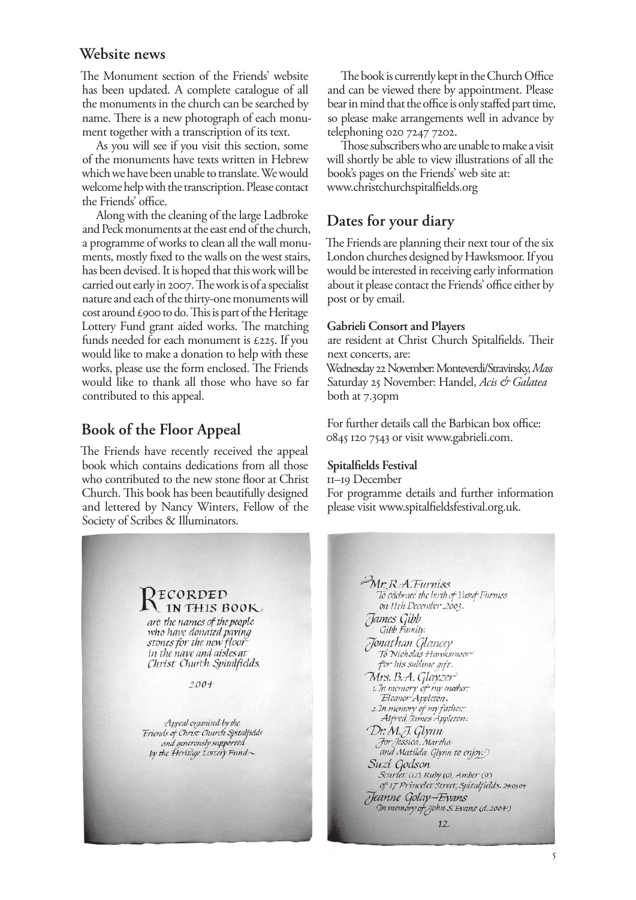## Website news

The Monument section of the Friends' website has been updated. A complete catalogue of all the monuments in the church can be searched by name. There is a new photograph of each monument together with a transcription of its text.

As you will see if you visit this section, some of the monuments have texts written in Hebrew which we have been unable to translate. We would welcome help with the transcription. Please contact the Friends' office.

Along with the cleaning of the large Ladbroke and Peck monuments at the east end of the church, a programme of works to clean all the wall monuments, mostly fixed to the walls on the west stairs, has been devised. It is hoped that this work will be carried out early in 2007. The work is of a specialist nature and each of the thirty-one monuments will cost around £900 to do. This is part of the Heritage Lottery Fund grant aided works. The matching funds needed for each monument is £225. If you would like to make a donation to help with these works, please use the form enclosed. The Friends would like to thank all those who have so far contributed to this appeal.

## Book of the Floor Appeal

The Friends have recently received the appeal book which contains dedications from all those who contributed to the new stone floor at Christ Church. This book has been beautifully designed and lettered by Nancy Winters, Fellow of the Society of Scribes & Illuminators.

The book is currently kept in the Church Office and can be viewed there by appointment. Please bear in mind that the office is only staffed part time, so please make arrangements well in advance by telephoning 020 7247 7202.

Those subscribers who are unable to make a visit will shortly be able to view illustrations of all the book's pages on the Friends' web site at: www.christchurchspitalfields.org

## Dates for your diary

The Friends are planning their next tour of the six London churches designed by Hawksmoor. If you would be interested in receiving early information about it please contact the Friends' office either by post or by email.

**Gabrieli Consort and Players**
are resident at Christ Church Spitalfields. Their next concerts, are:
Wednesday 22 November: Monteverdi/Stravinsky, *Mass*
Saturday 25 November: Handel, *Acis & Galatea*
both at 7.30pm

For further details call the Barbican box office: 0845 120 7543 or visit www.gabrieli.com.

**Spitalfields Festival**
11–19 December
For programme details and further information please visit www.spitalfieldsfestival.org.uk.

RECORDED IN THIS BOOK
*are the names of the people who have donated paving stones for the new floor in the nave and aisles at Christ Church Spitalfields.*

*2004*

*Appeal organised by the Friends of Christ Church Spitalfields and generously supported by the Heritage Lottery Fund*

*Mr. R.A. Furniss*
*To celebrate the birth of Yusuf Furniss on 11th December 2003.*
*James Gibb*
*Gibb Family.*
*Jonathan Glancey*
*To Nicholas Hawksmoor for his sublime gift.*
*Mrs. B.A. Glayzer*
*1. In memory of my mother, Eleanor Appleton.*
*2. In memory of my father, Alfred James Appleton.*
*Dr. M.J. Glynn*
*For Jessica, Martha and Matilda Glynn to enjoy.*
*Suzi Godson*
*Scarlet (12), Ruby (9), Amber (9) of 17 Princelet Street, Spitalfields. 24.03.04*
*Jeanne Golay-Evans*
*In memory of John S. Evans (d. 2004)*

12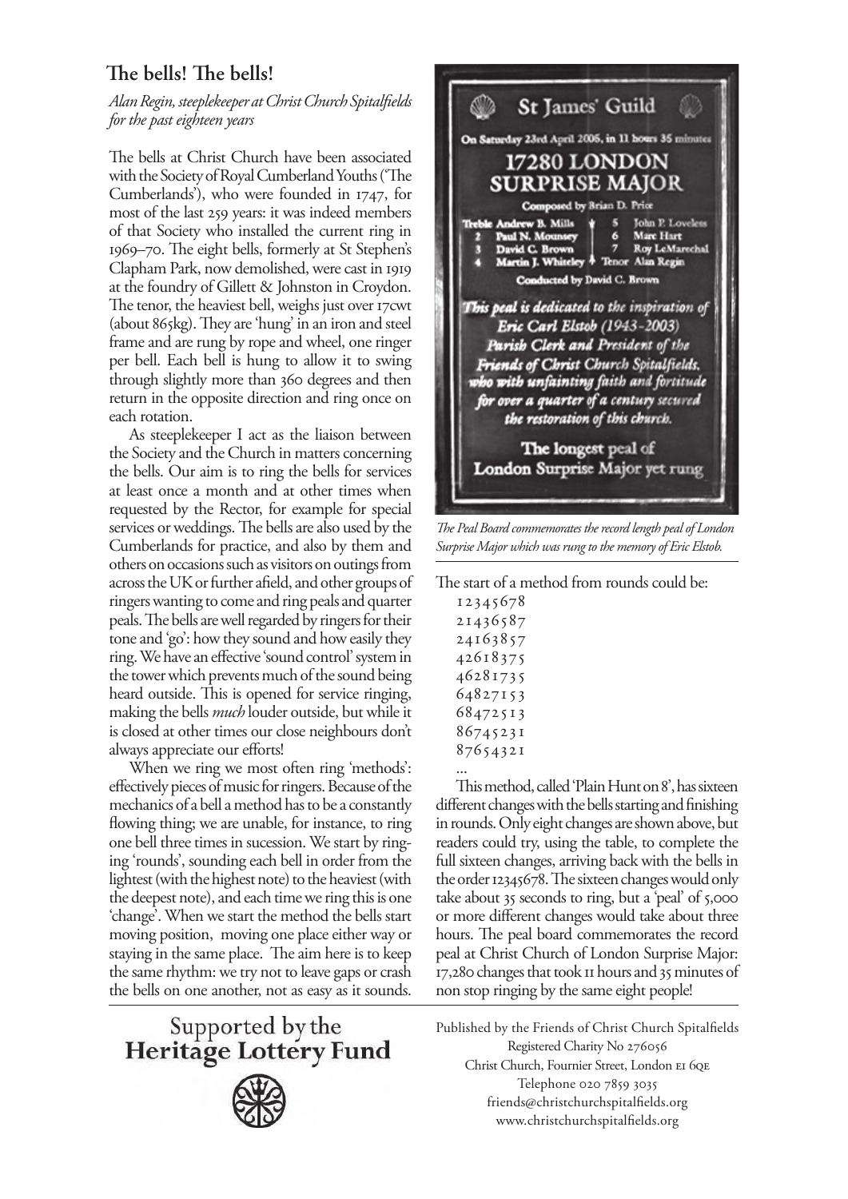## The bells! The bells!

*Alan Regin, steeplekeeper at Christ Church Spitalfields for the past eighteen years*

The bells at Christ Church have been associated with the Society of Royal Cumberland Youths ('The Cumberlands'), who were founded in 1747, for most of the last 259 years: it was indeed members of that Society who installed the current ring in 1969–70. The eight bells, formerly at St Stephen's Clapham Park, now demolished, were cast in 1919 at the foundry of Gillett & Johnston in Croydon. The tenor, the heaviest bell, weighs just over 17cwt (about 865kg). They are 'hung' in an iron and steel frame and are rung by rope and wheel, one ringer per bell. Each bell is hung to allow it to swing through slightly more than 360 degrees and then return in the opposite direction and ring once on each rotation.

As steeplekeeper I act as the liaison between the Society and the Church in matters concerning the bells. Our aim is to ring the bells for services at least once a month and at other times when requested by the Rector, for example for special services or weddings. The bells are also used by the Cumberlands for practice, and also by them and others on occasions such as visitors on outings from across the UK or further afield, and other groups of ringers wanting to come and ring peals and quarter peals. The bells are well regarded by ringers for their tone and 'go': how they sound and how easily they ring. We have an effective 'sound control' system in the tower which prevents much of the sound being heard outside. This is opened for service ringing, making the bells *much* louder outside, but while it is closed at other times our close neighbours don't always appreciate our efforts!

When we ring we most often ring 'methods': effectively pieces of music for ringers. Because of the mechanics of a bell a method has to be a constantly flowing thing; we are unable, for instance, to ring one bell three times in sucession. We start by ringing 'rounds', sounding each bell in order from the lightest (with the highest note) to the heaviest (with the deepest note), and each time we ring this is one 'change'. When we start the method the bells start moving position, moving one place either way or staying in the same place. The aim here is to keep the same rhythm: we try not to leave gaps or crash the bells on one another, not as easy as it sounds.

St James' Guild

On Saturday 23rd April 2005, in 11 hours 35 minutes

17280 LONDON SURPRISE MAJOR

Composed by Brian D. Price

Treble Andrew B. Mills
2 Paul N. Mounsey
3 David C. Brown
4 Martin J. Whiteley
5 John P. Loveless
6 Marc Hart
7 Roy LeMarechal
Tenor Alan Regin

Conducted by David C. Brown

*This peal is dedicated to the inspiration of Eric Carl Elstob (1943-2003) Parish Clerk and President of the Friends of Christ Church Spitalfields, who with unfainting faith and fortitude for over a quarter of a century secured the restoration of this church.*

The longest peal of London Surprise Major yet rung

*The Peal Board commemorates the record length peal of London Surprise Major which was rung to the memory of Eric Elstob.*

The start of a method from rounds could be:

12345678
21436587
24163857
42618375
46281735
64827153
68472513
86745231
87654321
...

This method, called 'Plain Hunt on 8', has sixteen different changes with the bells starting and finishing in rounds. Only eight changes are shown above, but readers could try, using the table, to complete the full sixteen changes, arriving back with the bells in the order 12345678. The sixteen changes would only take about 35 seconds to ring, but a 'peal' of 5,000 or more different changes would take about three hours. The peal board commemorates the record peal at Christ Church of London Surprise Major: 17,280 changes that took 11 hours and 35 minutes of non stop ringing by the same eight people!

Supported by the Heritage Lottery Fund

Published by the Friends of Christ Church Spitalfields
Registered Charity No 276056
Christ Church, Fournier Street, London E1 6QE
Telephone 020 7859 3035
friends@christchurchspitalfields.org
www.christchurchspitalfields.org